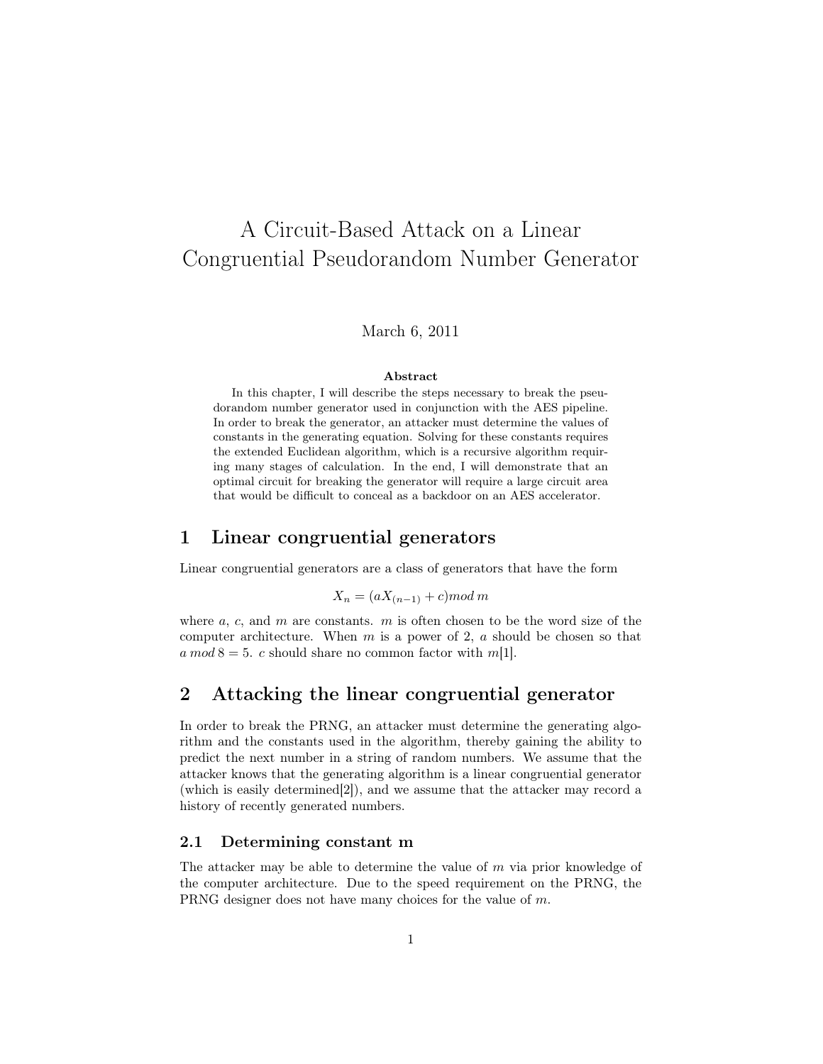# A Circuit-Based Attack on a Linear Congruential Pseudorandom Number Generator

March 6, 2011

**Abstract**

In this chapter, I will describe the steps necessary to break the pseudorandom number generator used in conjunction with the AES pipeline. In order to break the generator, an attacker must determine the values of constants in the generating equation. Solving for these constants requires the extended Euclidean algorithm, which is a recursive algorithm requiring many stages of calculation. In the end, I will demonstrate that an optimal circuit for breaking the generator will require a large circuit area that would be difficult to conceal as a backdoor on an AES accelerator.

## 1 Linear congruential generators

Linear congruential generators are a class of generators that have the form

$$X_n = (aX_{(n-1)} + c) mod\, m$$

where $a$, $c$, and $m$ are constants. $m$ is often chosen to be the word size of the computer architecture. When $m$ is a power of 2, $a$ should be chosen so that $a\, mod\, 8 = 5$. $c$ should share no common factor with $m$[1].

## 2 Attacking the linear congruential generator

In order to break the PRNG, an attacker must determine the generating algorithm and the constants used in the algorithm, thereby gaining the ability to predict the next number in a string of random numbers. We assume that the attacker knows that the generating algorithm is a linear congruential generator (which is easily determined[2]), and we assume that the attacker may record a history of recently generated numbers.

### 2.1 Determining constant m

The attacker may be able to determine the value of $m$ via prior knowledge of the computer architecture. Due to the speed requirement on the PRNG, the PRNG designer does not have many choices for the value of $m$.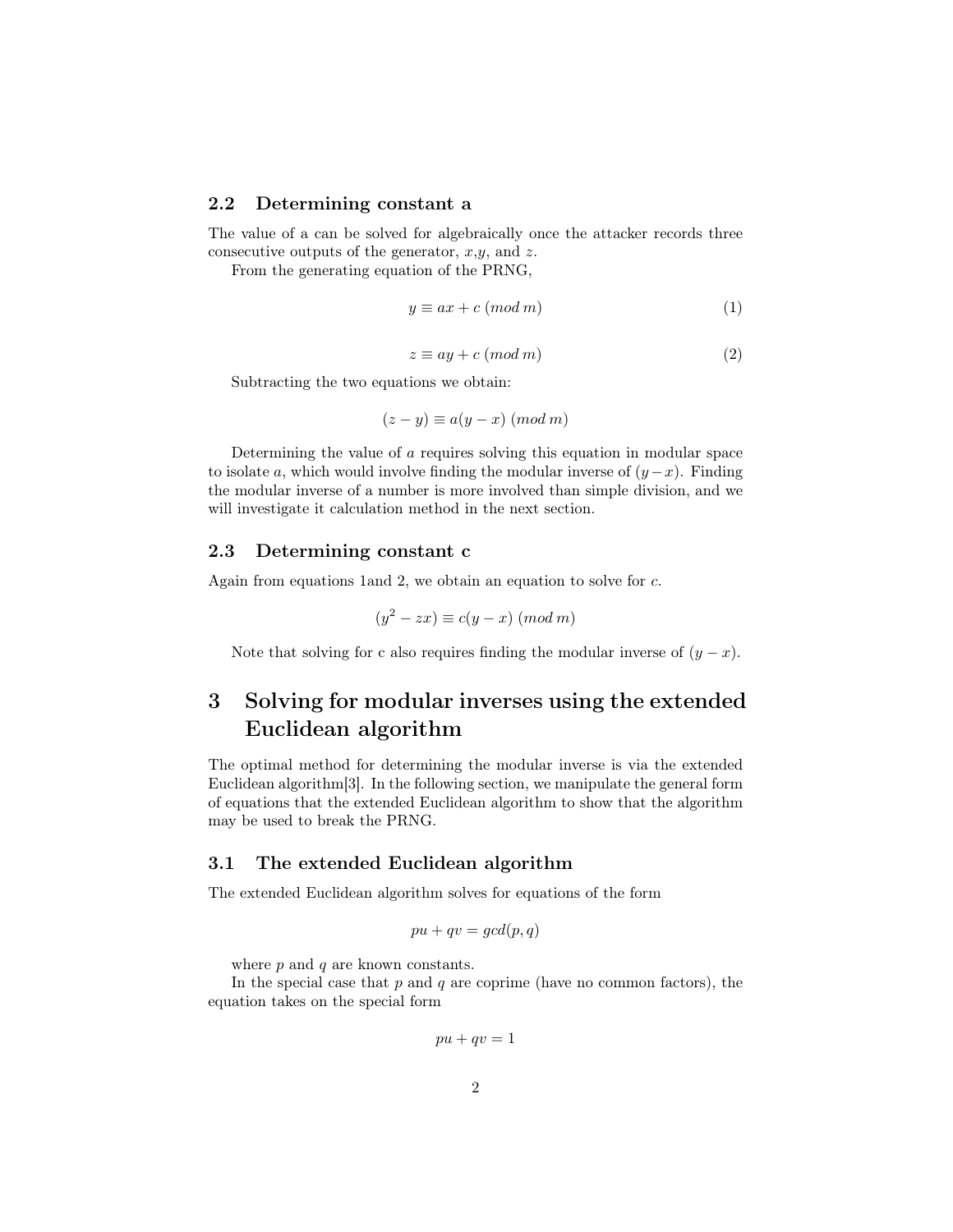### 2.2 Determining constant a

The value of a can be solved for algebraically once the attacker records three consecutive outputs of the generator, $x$,$y$, and $z$.

From the generating equation of the PRNG,

$$y \equiv ax + c \ (mod\, m) \tag{1}$$

$$z \equiv ay + c \ (mod\, m) \tag{2}$$

Subtracting the two equations we obtain:

$$(z - y) \equiv a(y - x) \ (mod\, m)$$

Determining the value of $a$ requires solving this equation in modular space to isolate $a$, which would involve finding the modular inverse of $(y-x)$. Finding the modular inverse of a number is more involved than simple division, and we will investigate it calculation method in the next section.

### 2.3 Determining constant c

Again from equations 1and 2, we obtain an equation to solve for $c$.

$$(y^2 - zx) \equiv c(y - x) \ (mod\, m)$$

Note that solving for c also requires finding the modular inverse of $(y - x)$.

## 3 Solving for modular inverses using the extended Euclidean algorithm

The optimal method for determining the modular inverse is via the extended Euclidean algorithm[3]. In the following section, we manipulate the general form of equations that the extended Euclidean algorithm to show that the algorithm may be used to break the PRNG.

### 3.1 The extended Euclidean algorithm

The extended Euclidean algorithm solves for equations of the form

$$pu + qv = gcd(p, q)$$

where $p$ and $q$ are known constants.

In the special case that $p$ and $q$ are coprime (have no common factors), the equation takes on the special form

$$pu + qv = 1$$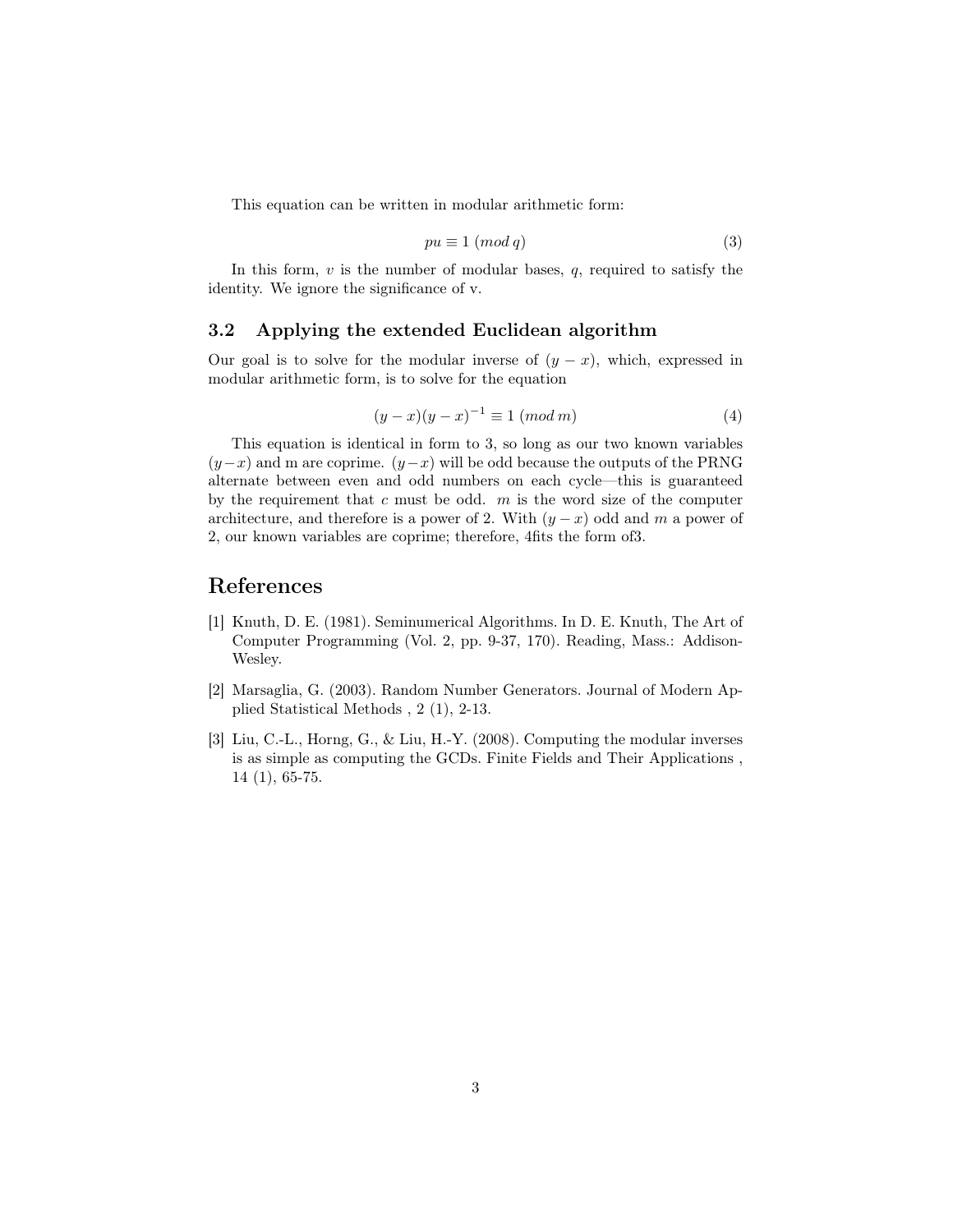This equation can be written in modular arithmetic form:

$$pu \equiv 1 \ (mod\, q) \tag{3}$$

In this form, $v$ is the number of modular bases, $q$, required to satisfy the identity. We ignore the significance of v.

### 3.2 Applying the extended Euclidean algorithm

Our goal is to solve for the modular inverse of $(y - x)$, which, expressed in modular arithmetic form, is to solve for the equation

$$(y - x)(y - x)^{-1} \equiv 1 \ (mod\, m) \tag{4}$$

This equation is identical in form to 3, so long as our two known variables $(y-x)$ and m are coprime. $(y-x)$ will be odd because the outputs of the PRNG alternate between even and odd numbers on each cycle—this is guaranteed by the requirement that $c$ must be odd. $m$ is the word size of the computer architecture, and therefore is a power of 2. With $(y - x)$ odd and $m$ a power of 2, our known variables are coprime; therefore, 4fits the form of3.

## References

[1] Knuth, D. E. (1981). Seminumerical Algorithms. In D. E. Knuth, The Art of Computer Programming (Vol. 2, pp. 9-37, 170). Reading, Mass.: Addison-Wesley.

[2] Marsaglia, G. (2003). Random Number Generators. Journal of Modern Applied Statistical Methods , 2 (1), 2-13.

[3] Liu, C.-L., Horng, G., & Liu, H.-Y. (2008). Computing the modular inverses is as simple as computing the GCDs. Finite Fields and Their Applications , 14 (1), 65-75.